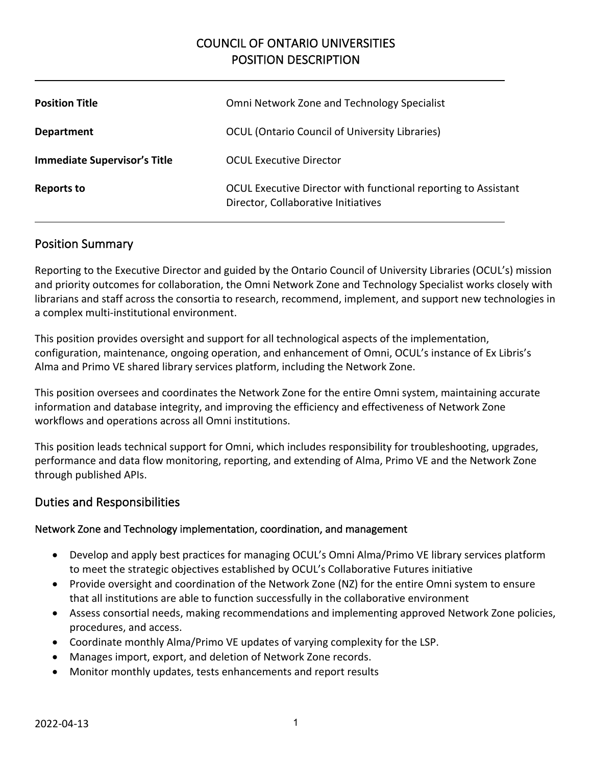# COUNCIL OF ONTARIO UNIVERSITIES
# POSITION DESCRIPTION

| | |
|---|---|
| **Position Title** | Omni Network Zone and Technology Specialist |
| **Department** | OCUL (Ontario Council of University Libraries) |
| **Immediate Supervisor's Title** | OCUL Executive Director |
| **Reports to** | OCUL Executive Director with functional reporting to Assistant Director, Collaborative Initiatives |

## Position Summary

Reporting to the Executive Director and guided by the Ontario Council of University Libraries (OCUL's) mission and priority outcomes for collaboration, the Omni Network Zone and Technology Specialist works closely with librarians and staff across the consortia to research, recommend, implement, and support new technologies in a complex multi-institutional environment.

This position provides oversight and support for all technological aspects of the implementation, configuration, maintenance, ongoing operation, and enhancement of Omni, OCUL's instance of Ex Libris's Alma and Primo VE shared library services platform, including the Network Zone.

This position oversees and coordinates the Network Zone for the entire Omni system, maintaining accurate information and database integrity, and improving the efficiency and effectiveness of Network Zone workflows and operations across all Omni institutions.

This position leads technical support for Omni, which includes responsibility for troubleshooting, upgrades, performance and data flow monitoring, reporting, and extending of Alma, Primo VE and the Network Zone through published APIs.

## Duties and Responsibilities

### Network Zone and Technology implementation, coordination, and management

- Develop and apply best practices for managing OCUL's Omni Alma/Primo VE library services platform to meet the strategic objectives established by OCUL's Collaborative Futures initiative
- Provide oversight and coordination of the Network Zone (NZ) for the entire Omni system to ensure that all institutions are able to function successfully in the collaborative environment
- Assess consortial needs, making recommendations and implementing approved Network Zone policies, procedures, and access.
- Coordinate monthly Alma/Primo VE updates of varying complexity for the LSP.
- Manages import, export, and deletion of Network Zone records.
- Monitor monthly updates, tests enhancements and report results

2022-04-13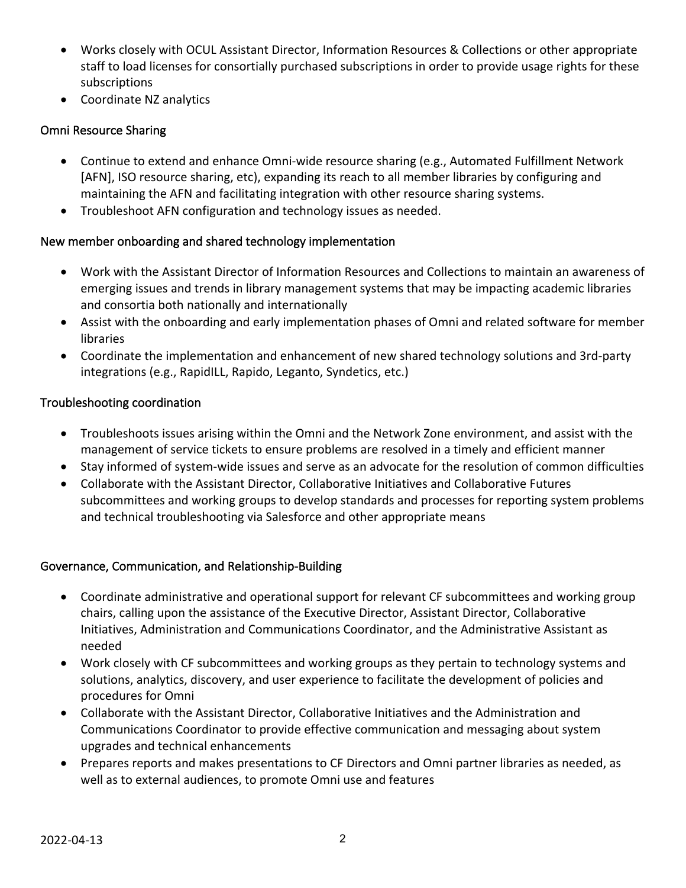- Works closely with OCUL Assistant Director, Information Resources & Collections or other appropriate staff to load licenses for consortially purchased subscriptions in order to provide usage rights for these subscriptions
- Coordinate NZ analytics

### Omni Resource Sharing

- Continue to extend and enhance Omni-wide resource sharing (e.g., Automated Fulfillment Network [AFN], ISO resource sharing, etc), expanding its reach to all member libraries by configuring and maintaining the AFN and facilitating integration with other resource sharing systems.
- Troubleshoot AFN configuration and technology issues as needed.

### New member onboarding and shared technology implementation

- Work with the Assistant Director of Information Resources and Collections to maintain an awareness of emerging issues and trends in library management systems that may be impacting academic libraries and consortia both nationally and internationally
- Assist with the onboarding and early implementation phases of Omni and related software for member libraries
- Coordinate the implementation and enhancement of new shared technology solutions and 3rd-party integrations (e.g., RapidILL, Rapido, Leganto, Syndetics, etc.)

### Troubleshooting coordination

- Troubleshoots issues arising within the Omni and the Network Zone environment, and assist with the management of service tickets to ensure problems are resolved in a timely and efficient manner
- Stay informed of system-wide issues and serve as an advocate for the resolution of common difficulties
- Collaborate with the Assistant Director, Collaborative Initiatives and Collaborative Futures subcommittees and working groups to develop standards and processes for reporting system problems and technical troubleshooting via Salesforce and other appropriate means

### Governance, Communication, and Relationship-Building

- Coordinate administrative and operational support for relevant CF subcommittees and working group chairs, calling upon the assistance of the Executive Director, Assistant Director, Collaborative Initiatives, Administration and Communications Coordinator, and the Administrative Assistant as needed
- Work closely with CF subcommittees and working groups as they pertain to technology systems and solutions, analytics, discovery, and user experience to facilitate the development of policies and procedures for Omni
- Collaborate with the Assistant Director, Collaborative Initiatives and the Administration and Communications Coordinator to provide effective communication and messaging about system upgrades and technical enhancements
- Prepares reports and makes presentations to CF Directors and Omni partner libraries as needed, as well as to external audiences, to promote Omni use and features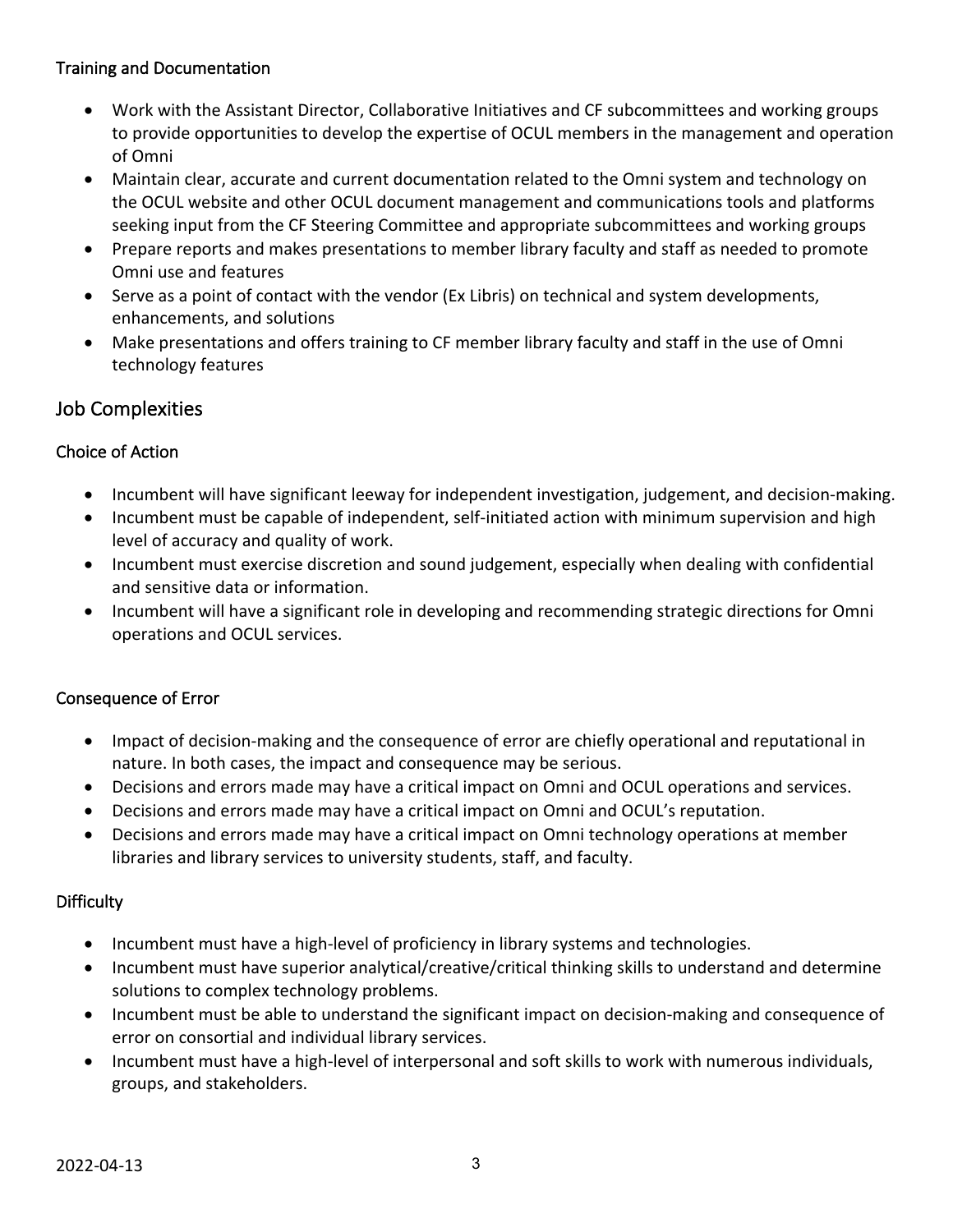### Training and Documentation

- Work with the Assistant Director, Collaborative Initiatives and CF subcommittees and working groups to provide opportunities to develop the expertise of OCUL members in the management and operation of Omni
- Maintain clear, accurate and current documentation related to the Omni system and technology on the OCUL website and other OCUL document management and communications tools and platforms seeking input from the CF Steering Committee and appropriate subcommittees and working groups
- Prepare reports and makes presentations to member library faculty and staff as needed to promote Omni use and features
- Serve as a point of contact with the vendor (Ex Libris) on technical and system developments, enhancements, and solutions
- Make presentations and offers training to CF member library faculty and staff in the use of Omni technology features

## Job Complexities

### Choice of Action

- Incumbent will have significant leeway for independent investigation, judgement, and decision-making.
- Incumbent must be capable of independent, self-initiated action with minimum supervision and high level of accuracy and quality of work.
- Incumbent must exercise discretion and sound judgement, especially when dealing with confidential and sensitive data or information.
- Incumbent will have a significant role in developing and recommending strategic directions for Omni operations and OCUL services.

### Consequence of Error

- Impact of decision-making and the consequence of error are chiefly operational and reputational in nature. In both cases, the impact and consequence may be serious.
- Decisions and errors made may have a critical impact on Omni and OCUL operations and services.
- Decisions and errors made may have a critical impact on Omni and OCUL's reputation.
- Decisions and errors made may have a critical impact on Omni technology operations at member libraries and library services to university students, staff, and faculty.

### Difficulty

- Incumbent must have a high-level of proficiency in library systems and technologies.
- Incumbent must have superior analytical/creative/critical thinking skills to understand and determine solutions to complex technology problems.
- Incumbent must be able to understand the significant impact on decision-making and consequence of error on consortial and individual library services.
- Incumbent must have a high-level of interpersonal and soft skills to work with numerous individuals, groups, and stakeholders.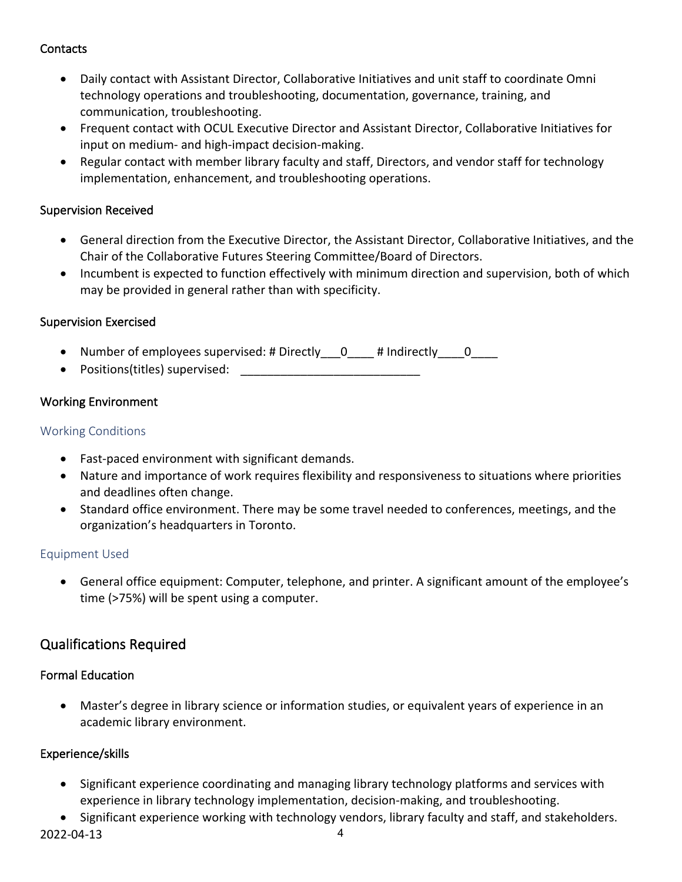### Contacts

- Daily contact with Assistant Director, Collaborative Initiatives and unit staff to coordinate Omni technology operations and troubleshooting, documentation, governance, training, and communication, troubleshooting.
- Frequent contact with OCUL Executive Director and Assistant Director, Collaborative Initiatives for input on medium- and high-impact decision-making.
- Regular contact with member library faculty and staff, Directors, and vendor staff for technology implementation, enhancement, and troubleshooting operations.

### Supervision Received

- General direction from the Executive Director, the Assistant Director, Collaborative Initiatives, and the Chair of the Collaborative Futures Steering Committee/Board of Directors.
- Incumbent is expected to function effectively with minimum direction and supervision, both of which may be provided in general rather than with specificity.

### Supervision Exercised

- Number of employees supervised: # Directly___0____ # Indirectly____0____
- Positions(titles) supervised: ___________________________

### Working Environment

#### Working Conditions

- Fast-paced environment with significant demands.
- Nature and importance of work requires flexibility and responsiveness to situations where priorities and deadlines often change.
- Standard office environment. There may be some travel needed to conferences, meetings, and the organization's headquarters in Toronto.

#### Equipment Used

- General office equipment: Computer, telephone, and printer. A significant amount of the employee's time (>75%) will be spent using a computer.

## Qualifications Required

### Formal Education

- Master's degree in library science or information studies, or equivalent years of experience in an academic library environment.

### Experience/skills

- Significant experience coordinating and managing library technology platforms and services with experience in library technology implementation, decision-making, and troubleshooting.
- Significant experience working with technology vendors, library faculty and staff, and stakeholders.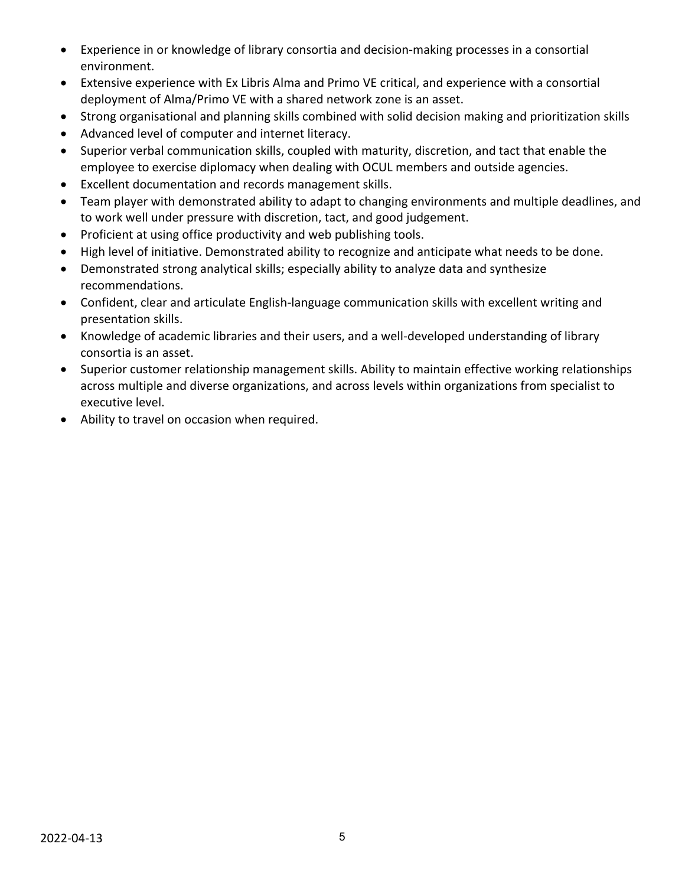- Experience in or knowledge of library consortia and decision-making processes in a consortial environment.
- Extensive experience with Ex Libris Alma and Primo VE critical, and experience with a consortial deployment of Alma/Primo VE with a shared network zone is an asset.
- Strong organisational and planning skills combined with solid decision making and prioritization skills
- Advanced level of computer and internet literacy.
- Superior verbal communication skills, coupled with maturity, discretion, and tact that enable the employee to exercise diplomacy when dealing with OCUL members and outside agencies.
- Excellent documentation and records management skills.
- Team player with demonstrated ability to adapt to changing environments and multiple deadlines, and to work well under pressure with discretion, tact, and good judgement.
- Proficient at using office productivity and web publishing tools.
- High level of initiative. Demonstrated ability to recognize and anticipate what needs to be done.
- Demonstrated strong analytical skills; especially ability to analyze data and synthesize recommendations.
- Confident, clear and articulate English-language communication skills with excellent writing and presentation skills.
- Knowledge of academic libraries and their users, and a well-developed understanding of library consortia is an asset.
- Superior customer relationship management skills. Ability to maintain effective working relationships across multiple and diverse organizations, and across levels within organizations from specialist to executive level.
- Ability to travel on occasion when required.